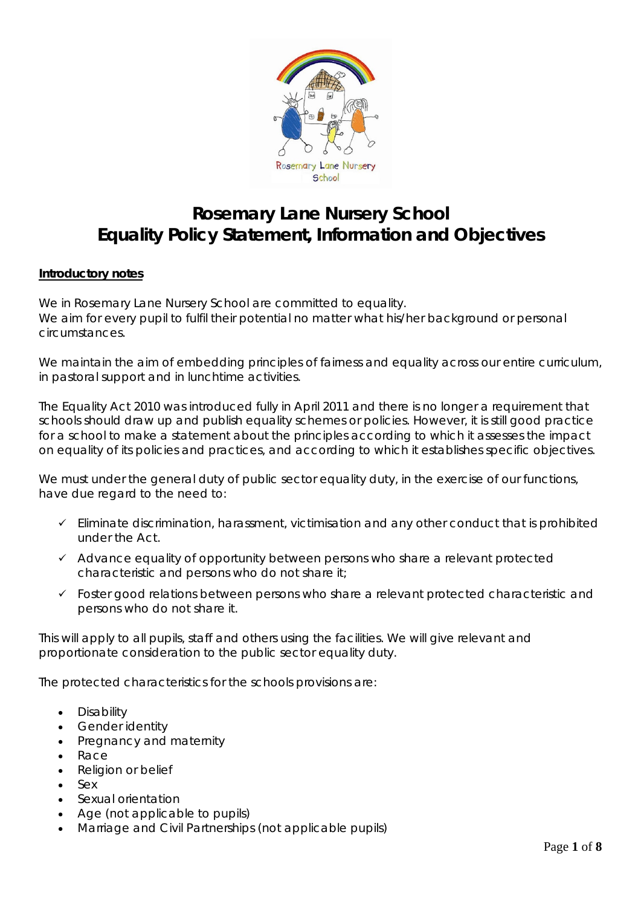# Rosemary Lane Nursery School
# Equality Policy Statement, Information and Objectives

**Introductory notes**

We in Rosemary Lane Nursery School are committed to equality.
We aim for every pupil to fulfil their potential no matter what his/her background or personal circumstances.

We maintain the aim of embedding principles of fairness and equality across our entire curriculum, in pastoral support and in lunchtime activities.

The Equality Act 2010 was introduced fully in April 2011 and there is no longer a requirement that schools should draw up and publish equality schemes or policies. However, it is still good practice for a school to make a statement about the principles according to which it assesses the impact on equality of its policies and practices, and according to which it establishes specific objectives.

We must under the general duty of public sector equality duty, in the exercise of our functions, have due regard to the need to:

- ✓ Eliminate discrimination, harassment, victimisation and any other conduct that is prohibited under the Act.
- ✓ Advance equality of opportunity between persons who share a relevant protected characteristic and persons who do not share it;
- ✓ Foster good relations between persons who share a relevant protected characteristic and persons who do not share it.

This will apply to all pupils, staff and others using the facilities. We will give relevant and proportionate consideration to the public sector equality duty.

The protected characteristics for the schools provisions are:

- Disability
- Gender identity
- Pregnancy and maternity
- Race
- Religion or belief
- Sex
- Sexual orientation
- Age (not applicable to pupils)
- Marriage and Civil Partnerships (not applicable pupils)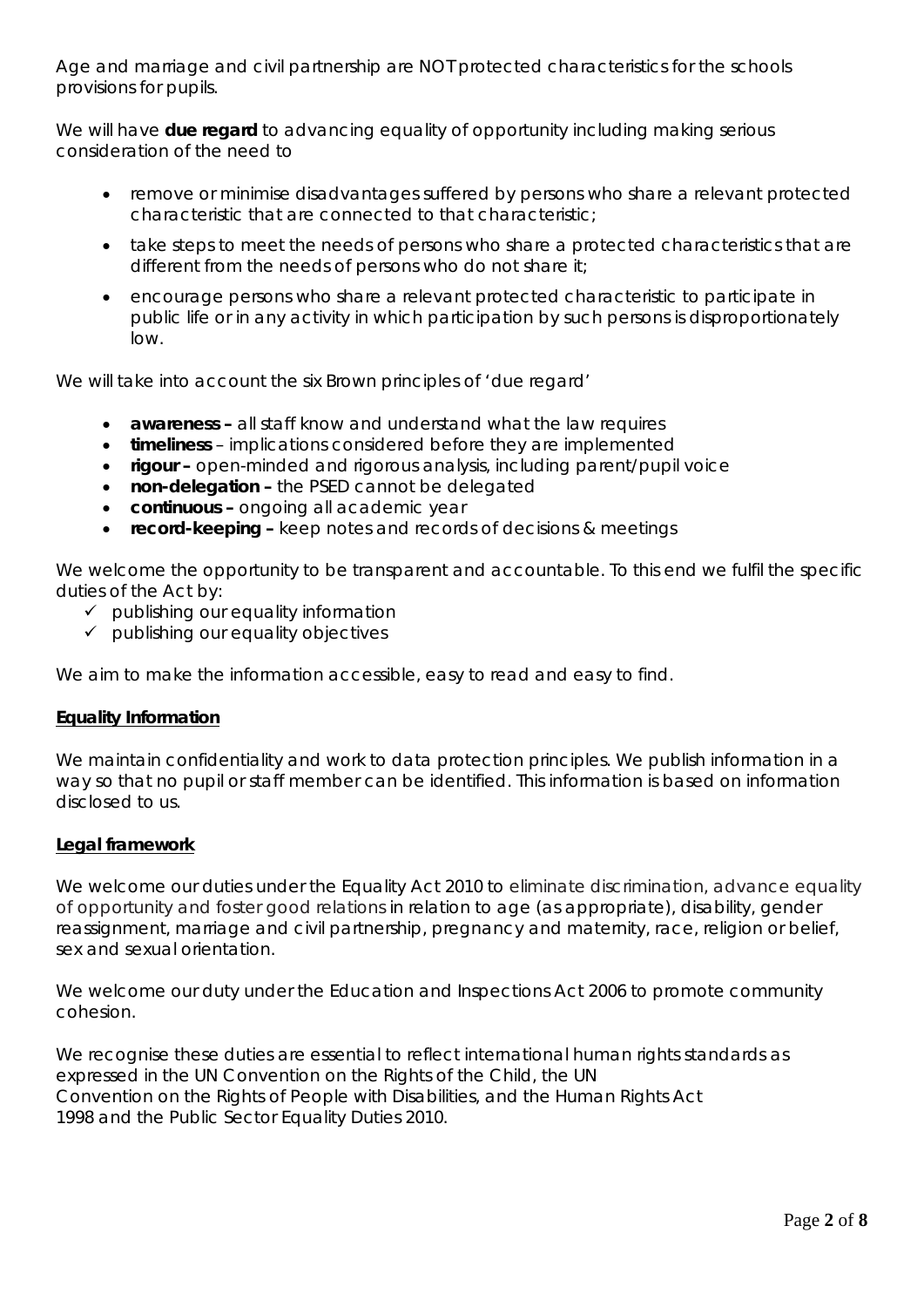Age and marriage and civil partnership are NOT protected characteristics for the schools provisions for pupils.

We will have **due regard** to advancing equality of opportunity including making serious consideration of the need to

- remove or minimise disadvantages suffered by persons who share a relevant protected characteristic that are connected to that characteristic;
- take steps to meet the needs of persons who share a protected characteristics that are different from the needs of persons who do not share it;
- encourage persons who share a relevant protected characteristic to participate in public life or in any activity in which participation by such persons is disproportionately low.

We will take into account the six Brown principles of 'due regard'

- **awareness –** all staff know and understand what the law requires
- **timeliness** – implications considered before they are implemented
- **rigour –** open-minded and rigorous analysis, including parent/pupil voice
- **non-delegation –** the PSED cannot be delegated
- **continuous –** ongoing all academic year
- **record-keeping –** keep notes and records of decisions & meetings

We welcome the opportunity to be transparent and accountable. To this end we fulfil the specific duties of the Act by:

- ✓ publishing our equality information
- ✓ publishing our equality objectives

We aim to make the information accessible, easy to read and easy to find.

**Equality Information**

We maintain confidentiality and work to data protection principles. We publish information in a way so that no pupil or staff member can be identified. This information is based on information disclosed to us.

**Legal framework**

We welcome our duties under the Equality Act 2010 to eliminate discrimination, advance equality of opportunity and foster good relations in relation to age (as appropriate), disability, gender reassignment, marriage and civil partnership, pregnancy and maternity, race, religion or belief, sex and sexual orientation.

We welcome our duty under the Education and Inspections Act 2006 to promote community cohesion.

We recognise these duties are essential to reflect international human rights standards as expressed in the UN Convention on the Rights of the Child, the UN Convention on the Rights of People with Disabilities, and the Human Rights Act 1998 and the Public Sector Equality Duties 2010.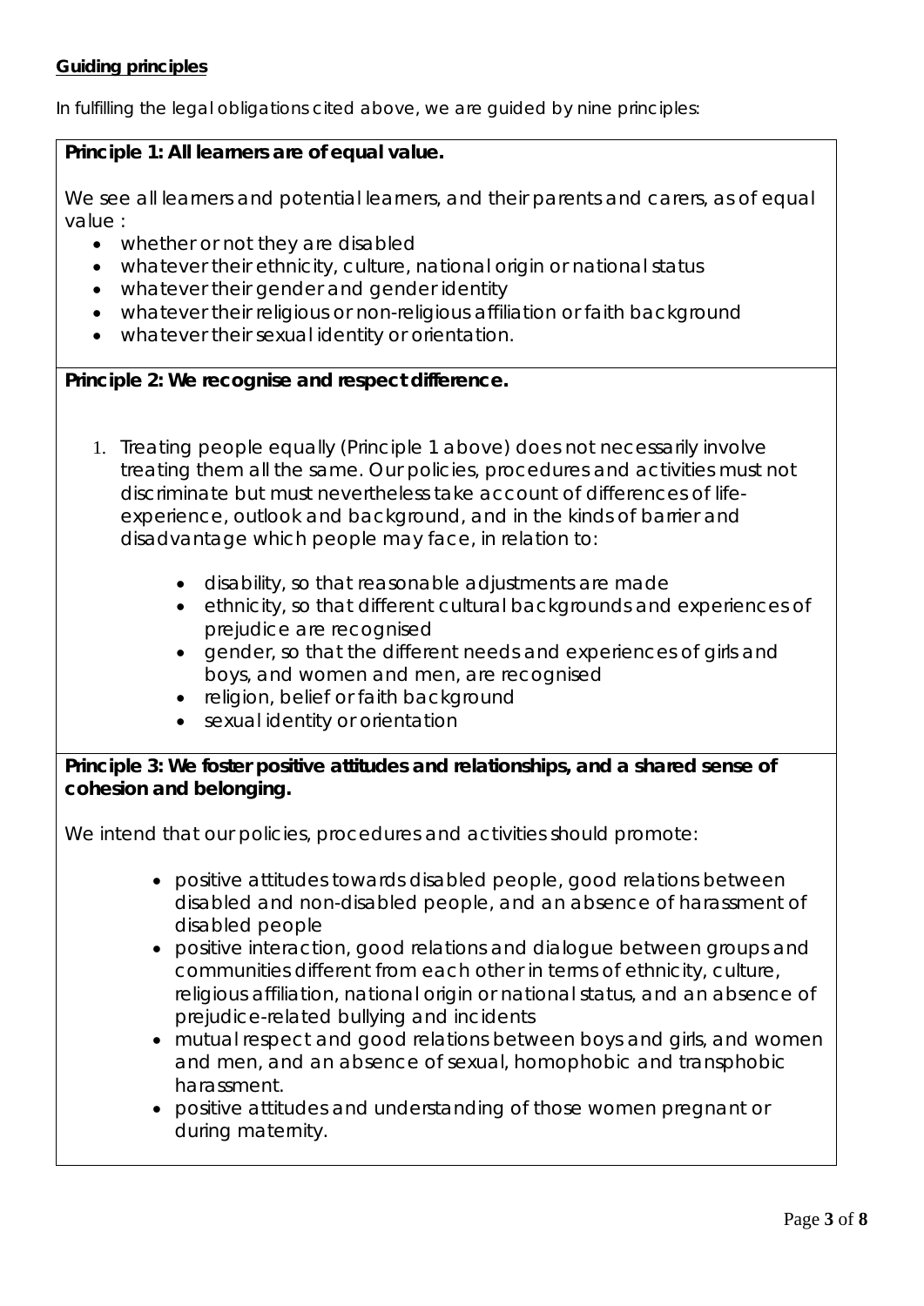## Guiding principles

In fulfilling the legal obligations cited above, we are guided by nine principles:

**Principle 1: All learners are of equal value.**

We see all learners and potential learners, and their parents and carers, as of equal value :

- whether or not they are disabled
- whatever their ethnicity, culture, national origin or national status
- whatever their gender and gender identity
- whatever their religious or non-religious affiliation or faith background
- whatever their sexual identity or orientation.

**Principle 2: We recognise and respect difference.**

1. Treating people equally (Principle 1 above) does not necessarily involve treating them all the same. Our policies, procedures and activities must not discriminate but must nevertheless take account of differences of life-experience, outlook and background, and in the kinds of barrier and disadvantage which people may face, in relation to:

    - disability, so that reasonable adjustments are made
    - ethnicity, so that different cultural backgrounds and experiences of prejudice are recognised
    - gender, so that the different needs and experiences of girls and boys, and women and men, are recognised
    - religion, belief or faith background
    - sexual identity or orientation

**Principle 3: We foster positive attitudes and relationships, and a shared sense of cohesion and belonging.**

We intend that our policies, procedures and activities should promote:

- positive attitudes towards disabled people, good relations between disabled and non-disabled people, and an absence of harassment of disabled people
- positive interaction, good relations and dialogue between groups and communities different from each other in terms of ethnicity, culture, religious affiliation, national origin or national status, and an absence of prejudice-related bullying and incidents
- mutual respect and good relations between boys and girls, and women and men, and an absence of sexual, homophobic and transphobic harassment.
- positive attitudes and understanding of those women pregnant or during maternity.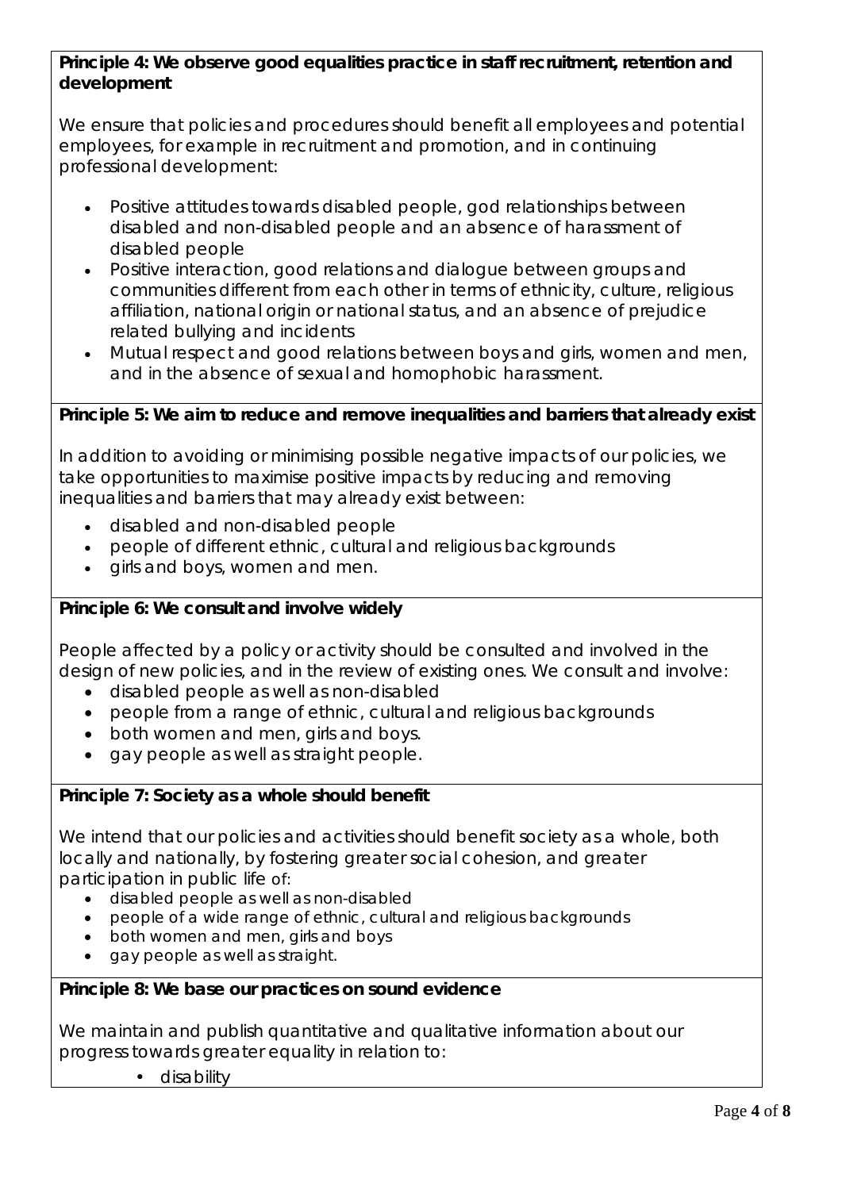**Principle 4: We observe good equalities practice in staff recruitment, retention and development**

We ensure that policies and procedures should benefit all employees and potential employees, for example in recruitment and promotion, and in continuing professional development:

- Positive attitudes towards disabled people, god relationships between disabled and non-disabled people and an absence of harassment of disabled people
- Positive interaction, good relations and dialogue between groups and communities different from each other in terms of ethnicity, culture, religious affiliation, national origin or national status, and an absence of prejudice related bullying and incidents
- Mutual respect and good relations between boys and girls, women and men, and in the absence of sexual and homophobic harassment.

**Principle 5: We aim to reduce and remove inequalities and barriers that already exist**

In addition to avoiding or minimising possible negative impacts of our policies, we take opportunities to maximise positive impacts by reducing and removing inequalities and barriers that may already exist between:

- disabled and non-disabled people
- people of different ethnic, cultural and religious backgrounds
- girls and boys, women and men.

**Principle 6: We consult and involve widely**

People affected by a policy or activity should be consulted and involved in the design of new policies, and in the review of existing ones. We consult and involve:

- disabled people as well as non-disabled
- people from a range of ethnic, cultural and religious backgrounds
- both women and men, girls and boys.
- gay people as well as straight people.

**Principle 7: Society as a whole should benefit**

We intend that our policies and activities should benefit society as a whole, both locally and nationally, by fostering greater social cohesion, and greater participation in public life of:

- disabled people as well as non-disabled
- people of a wide range of ethnic, cultural and religious backgrounds
- both women and men, girls and boys
- gay people as well as straight.

**Principle 8: We base our practices on sound evidence**

We maintain and publish quantitative and qualitative information about our progress towards greater equality in relation to:

- disability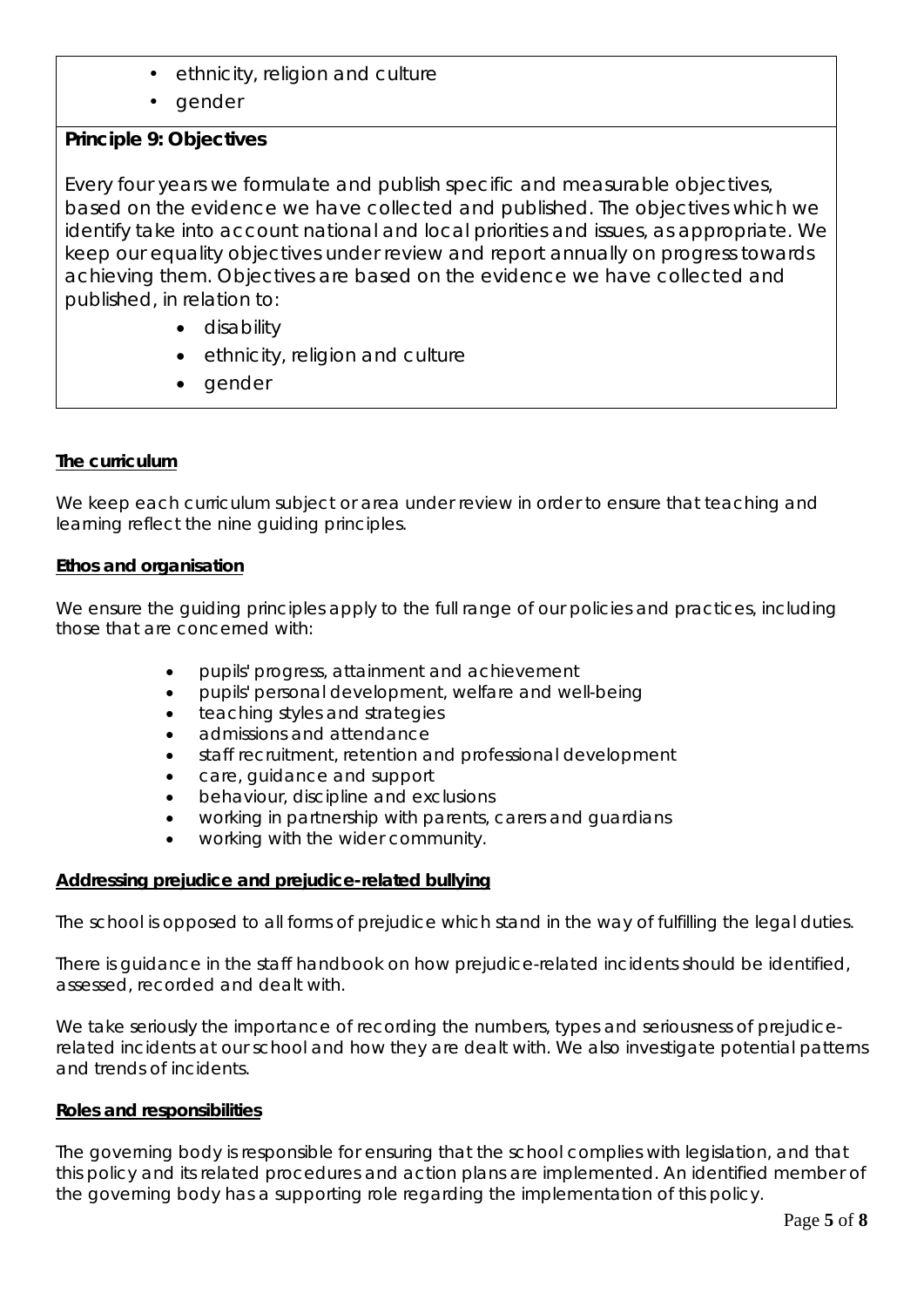- ethnicity, religion and culture
- gender

**Principle 9: Objectives**

Every four years we formulate and publish specific and measurable objectives, based on the evidence we have collected and published. The objectives which we identify take into account national and local priorities and issues, as appropriate. We keep our equality objectives under review and report annually on progress towards achieving them. Objectives are based on the evidence we have collected and published, in relation to:

- disability
- ethnicity, religion and culture
- gender

**The curriculum**

We keep each curriculum subject or area under review in order to ensure that teaching and learning reflect the nine guiding principles.

**Ethos and organisation**

We ensure the guiding principles apply to the full range of our policies and practices, including those that are concerned with:

- pupils' progress, attainment and achievement
- pupils' personal development, welfare and well-being
- teaching styles and strategies
- admissions and attendance
- staff recruitment, retention and professional development
- care, guidance and support
- behaviour, discipline and exclusions
- working in partnership with parents, carers and guardians
- working with the wider community.

**Addressing prejudice and prejudice-related bullying**

The school is opposed to all forms of prejudice which stand in the way of fulfilling the legal duties.

There is guidance in the staff handbook on how prejudice-related incidents should be identified, assessed, recorded and dealt with.

We take seriously the importance of recording the numbers, types and seriousness of prejudice-related incidents at our school and how they are dealt with. We also investigate potential patterns and trends of incidents.

**Roles and responsibilities**

The governing body is responsible for ensuring that the school complies with legislation, and that this policy and its related procedures and action plans are implemented. An identified member of the governing body has a supporting role regarding the implementation of this policy.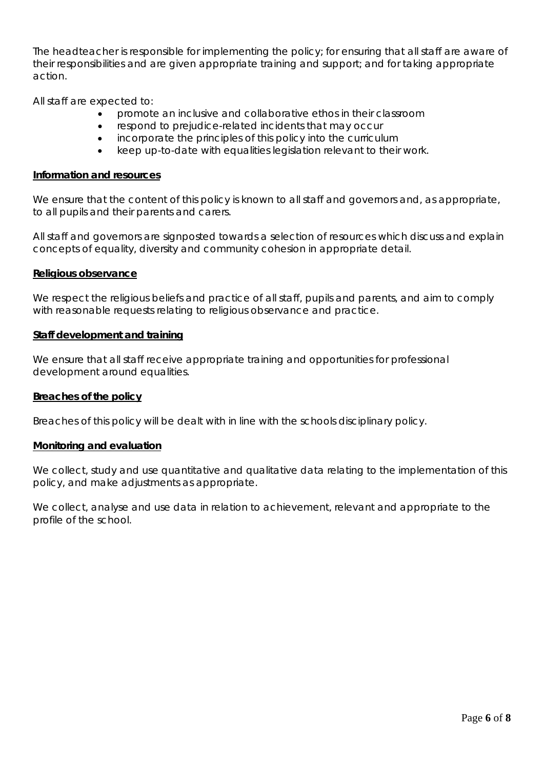The headteacher is responsible for implementing the policy; for ensuring that all staff are aware of their responsibilities and are given appropriate training and support; and for taking appropriate action.

All staff are expected to:

- promote an inclusive and collaborative ethos in their classroom
- respond to prejudice-related incidents that may occur
- incorporate the principles of this policy into the curriculum
- keep up-to-date with equalities legislation relevant to their work.

**Information and resources**

We ensure that the content of this policy is known to all staff and governors and, as appropriate, to all pupils and their parents and carers.

All staff and governors are signposted towards a selection of resources which discuss and explain concepts of equality, diversity and community cohesion in appropriate detail.

**Religious observance**

We respect the religious beliefs and practice of all staff, pupils and parents, and aim to comply with reasonable requests relating to religious observance and practice.

**Staff development and training**

We ensure that all staff receive appropriate training and opportunities for professional development around equalities.

**Breaches of the policy**

Breaches of this policy will be dealt with in line with the schools disciplinary policy.

**Monitoring and evaluation**

We collect, study and use quantitative and qualitative data relating to the implementation of this policy, and make adjustments as appropriate.

We collect, analyse and use data in relation to achievement, relevant and appropriate to the profile of the school.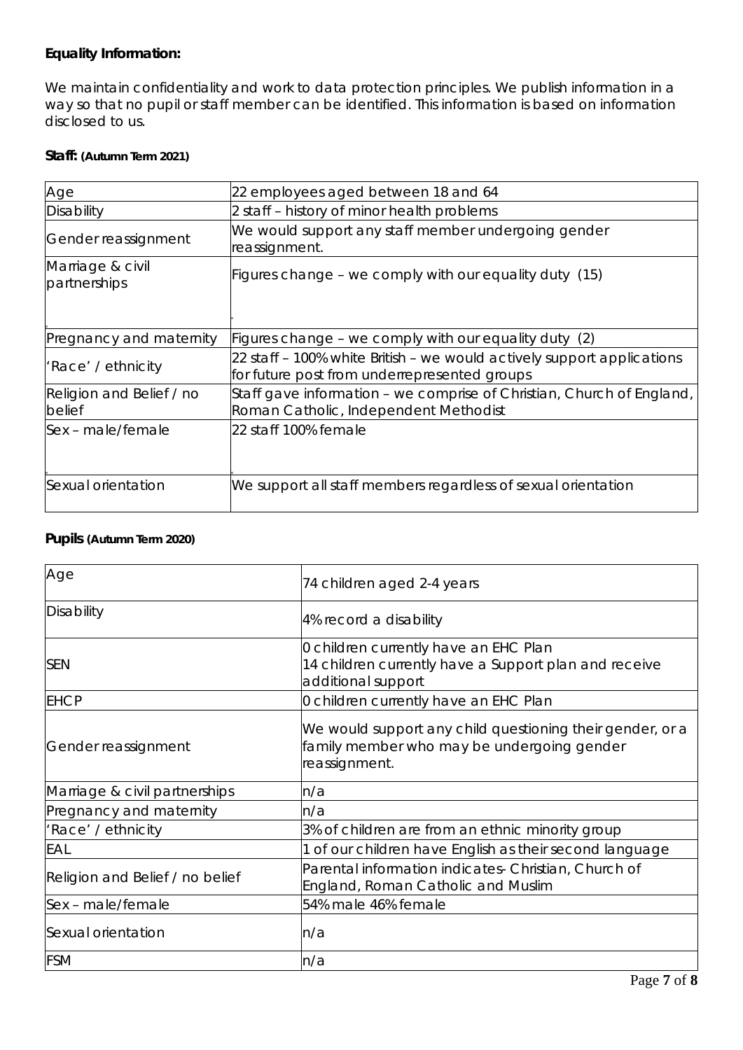**Equality Information:**

We maintain confidentiality and work to data protection principles. We publish information in a way so that no pupil or staff member can be identified. This information is based on information disclosed to us.

**Staff: (Autumn Term 2021)**

| Age | 22 employees aged between 18 and 64 |
|---|---|
| Disability | 2 staff – history of minor health problems |
| Gender reassignment | We would support any staff member undergoing gender reassignment. |
| Marriage & civil partnerships | Figures change – we comply with our equality duty (15) |
| Pregnancy and maternity | Figures change – we comply with our equality duty (2) |
| 'Race' / ethnicity | 22 staff – 100% white British – we would actively support applications for future post from underrepresented groups |
| Religion and Belief / no belief | Staff gave information – we comprise of Christian, Church of England, Roman Catholic, Independent Methodist |
| Sex – male/female | 22 staff 100% female |
| Sexual orientation | We support all staff members regardless of sexual orientation |

**Pupils (Autumn Term 2020)**

| Age | 74 children aged 2-4 years |
|---|---|
| Disability | 4% record a disability |
| SEN | 0 children currently have an EHC Plan<br>14 children currently have a Support plan and receive additional support |
| EHCP | 0 children currently have an EHC Plan |
| Gender reassignment | We would support any child questioning their gender, or a family member who may be undergoing gender reassignment. |
| Marriage & civil partnerships | n/a |
| Pregnancy and maternity | n/a |
| 'Race' / ethnicity | 3% of children are from an ethnic minority group |
| EAL | 1 of our children have English as their second language |
| Religion and Belief / no belief | Parental information indicates- Christian, Church of England, Roman Catholic and Muslim |
| Sex – male/female | 54% male 46% female |
| Sexual orientation | n/a |
| FSM | n/a |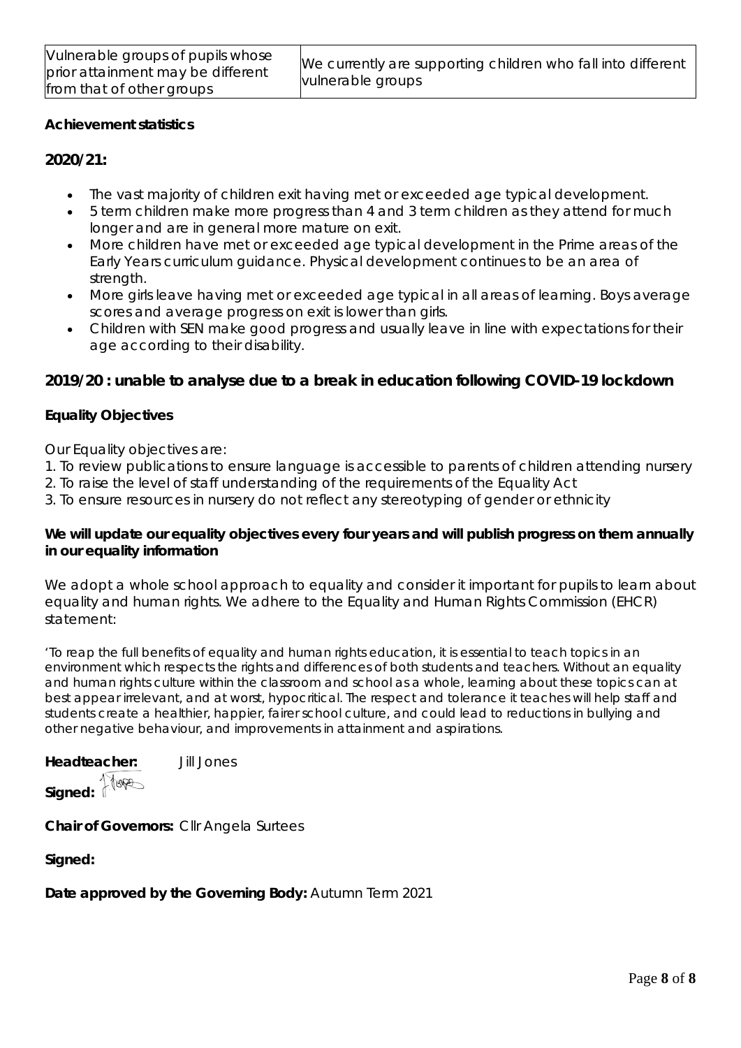| | |
|---|---|
| Vulnerable groups of pupils whose prior attainment may be different from that of other groups | We currently are supporting children who fall into different vulnerable groups |

**Achievement statistics**

## 2020/21:

- The vast majority of children exit having met or exceeded age typical development.
- 5 term children make more progress than 4 and 3 term children as they attend for much longer and are in general more mature on exit.
- More children have met or exceeded age typical development in the Prime areas of the Early Years curriculum guidance. Physical development continues to be an area of strength.
- More girls leave having met or exceeded age typical in all areas of learning. Boys average scores and average progress on exit is lower than girls.
- Children with SEN make good progress and usually leave in line with expectations for their age according to their disability.

## 2019/20 : unable to analyse due to a break in education following COVID-19 lockdown

**Equality Objectives**

Our Equality objectives are:

1. To review publications to ensure language is accessible to parents of children attending nursery
2. To raise the level of staff understanding of the requirements of the Equality Act
3. To ensure resources in nursery do not reflect any stereotyping of gender or ethnicity

**We will update our equality objectives every four years and will publish progress on them annually in our equality information**

We adopt a whole school approach to equality and consider it important for pupils to learn about equality and human rights. We adhere to the Equality and Human Rights Commission (EHCR) statement:

'To reap the full benefits of equality and human rights education, it is essential to teach topics in an environment which respects the rights and differences of both students and teachers. Without an equality and human rights culture within the classroom and school as a whole, learning about these topics can at best appear irrelevant, and at worst, hypocritical. The respect and tolerance it teaches will help staff and students create a healthier, happier, fairer school culture, and could lead to reductions in bullying and other negative behaviour, and improvements in attainment and aspirations.

**Headteacher:** Jill Jones

**Signed:**

**Chair of Governors:** Cllr Angela Surtees

**Signed:**

**Date approved by the Governing Body:** Autumn Term 2021